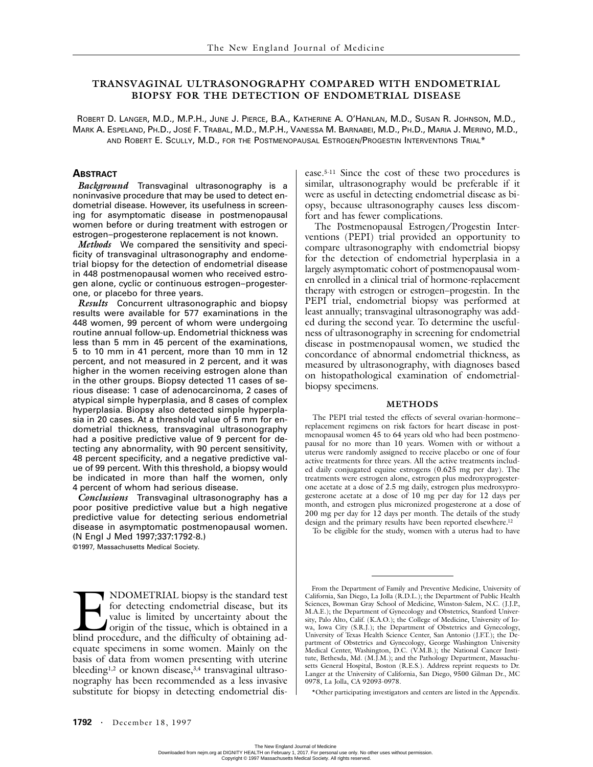# TRANSVAGINAL ULTRASONOGRAPHY COMPARED WITH ENDOMETRIAL BIOPSY FOR THE DETECTION OF ENDOMETRIAL DISEASE

ROBERT D. LANGER, M.D., M.P.H., JUNE J. PIERCE, B.A., KATHERINE A. O'HANLAN, M.D., SUSAN R. JOHNSON, M.D., MARK A. ESPELAND, PH.D., JOSÉ F. TRABAL, M.D., M.P.H., VANESSA M. BARNABEI, M.D., PH.D., MARIA J. MERINO, M.D., AND ROBERT E. SCULLY, M.D., FOR THE POSTMENOPAUSAL ESTROGEN/PROGESTIN INTERVENTIONS TRIAL*

## ABSTRACT

*Background* Transvaginal ultrasonography is a noninvasive procedure that may be used to detect endometrial disease. However, its usefulness in screening for asymptomatic disease in postmenopausal women before or during treatment with estrogen or estrogen–progesterone replacement is not known.

*Methods* We compared the sensitivity and specificity of transvaginal ultrasonography and endometrial biopsy for the detection of endometrial disease in 448 postmenopausal women who received estrogen alone, cyclic or continuous estrogen–progesterone, or placebo for three years.

*Results* Concurrent ultrasonographic and biopsy results were available for 577 examinations in the 448 women, 99 percent of whom were undergoing routine annual follow-up. Endometrial thickness was less than 5 mm in 45 percent of the examinations, 5 to 10 mm in 41 percent, more than 10 mm in 12 percent, and not measured in 2 percent, and it was higher in the women receiving estrogen alone than in the other groups. Biopsy detected 11 cases of serious disease: 1 case of adenocarcinoma, 2 cases of atypical simple hyperplasia, and 8 cases of complex hyperplasia. Biopsy also detected simple hyperplasia in 20 cases. At a threshold value of 5 mm for endometrial thickness, transvaginal ultrasonography had a positive predictive value of 9 percent for detecting any abnormality, with 90 percent sensitivity, 48 percent specificity, and a negative predictive value of 99 percent. With this threshold, a biopsy would be indicated in more than half the women, only 4 percent of whom had serious disease.

*Conclusions* Transvaginal ultrasonography has a poor positive predictive value but a high negative predictive value for detecting serious endometrial disease in asymptomatic postmenopausal women. (N Engl J Med 1997;337:1792-8.)

©1997, Massachusetts Medical Society.

ENDOMETRIAL biopsy is the standard test for detecting endometrial disease, but its value is limited by uncertainty about the origin of the tissue, which is obtained in a blind procedure, and the difficulty of obtaining adequate specimens in some women. Mainly on the basis of data from women presenting with uterine bleeding[1,2] or known disease,[3,4] transvaginal ultrasonography has been recommended as a less invasive substitute for biopsy in detecting endometrial disease.[5-11] Since the cost of these two procedures is similar, ultrasonography would be preferable if it were as useful in detecting endometrial disease as biopsy, because ultrasonography causes less discomfort and has fewer complications.

The Postmenopausal Estrogen/Progestin Interventions (PEPI) trial provided an opportunity to compare ultrasonography with endometrial biopsy for the detection of endometrial hyperplasia in a largely asymptomatic cohort of postmenopausal women enrolled in a clinical trial of hormone-replacement therapy with estrogen or estrogen–progestin. In the PEPI trial, endometrial biopsy was performed at least annually; transvaginal ultrasonography was added during the second year. To determine the usefulness of ultrasonography in screening for endometrial disease in postmenopausal women, we studied the concordance of abnormal endometrial thickness, as measured by ultrasonography, with diagnoses based on histopathological examination of endometrial-biopsy specimens.

## METHODS

The PEPI trial tested the effects of several ovarian-hormone–replacement regimens on risk factors for heart disease in postmenopausal women 45 to 64 years old who had been postmenopausal for no more than 10 years. Women with or without a uterus were randomly assigned to receive placebo or one of four active treatments for three years. All the active treatments included daily conjugated equine estrogens (0.625 mg per day). The treatments were estrogen alone, estrogen plus medroxyprogesterone acetate at a dose of 2.5 mg daily, estrogen plus medroxyprogesterone acetate at a dose of 10 mg per day for 12 days per month, and estrogen plus micronized progesterone at a dose of 200 mg per day for 12 days per month. The details of the study design and the primary results have been reported elsewhere.[12]

To be eligible for the study, women with a uterus had to have

From the Department of Family and Preventive Medicine, University of California, San Diego, La Jolla (R.D.L.); the Department of Public Health Sciences, Bowman Gray School of Medicine, Winston-Salem, N.C. (J.J.P., M.A.E.); the Department of Gynecology and Obstetrics, Stanford University, Palo Alto, Calif. (K.A.O.); the College of Medicine, University of Iowa, Iowa City (S.R.J.); the Department of Obstetrics and Gynecology, University of Texas Health Science Center, San Antonio (J.F.T.); the Department of Obstetrics and Gynecology, George Washington University Medical Center, Washington, D.C. (V.M.B.); the National Cancer Institute, Bethesda, Md. (M.J.M.); and the Pathology Department, Massachusetts General Hospital, Boston (R.E.S.). Address reprint requests to Dr. Langer at the University of California, San Diego, 9500 Gilman Dr., MC 0978, La Jolla, CA 92093-0978.

*Other participating investigators and centers are listed in the Appendix.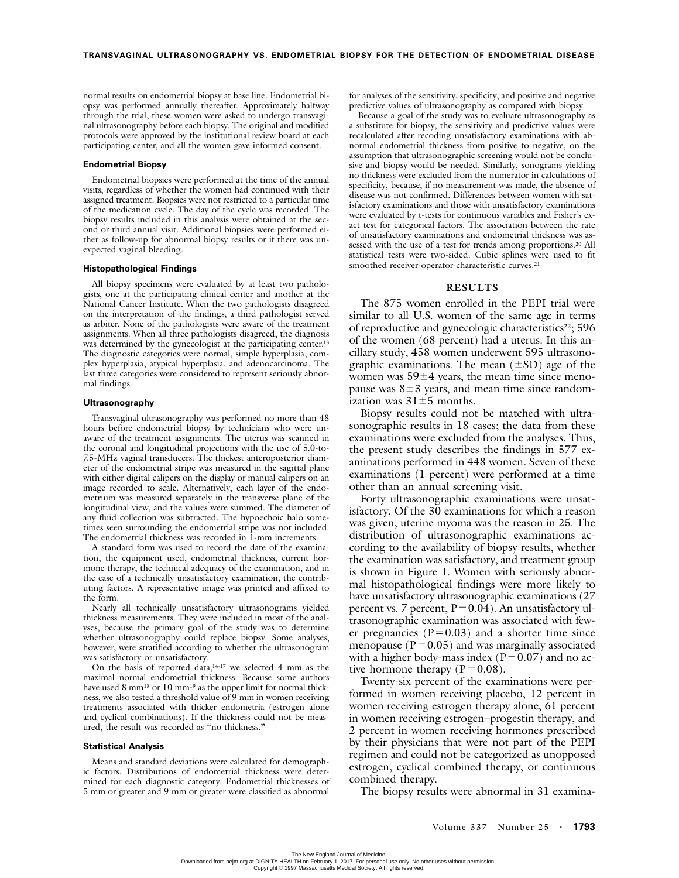normal results on endometrial biopsy at base line. Endometrial biopsy was performed annually thereafter. Approximately halfway through the trial, these women were asked to undergo transvaginal ultrasonography before each biopsy. The original and modified protocols were approved by the institutional review board at each participating center, and all the women gave informed consent.

### Endometrial Biopsy

Endometrial biopsies were performed at the time of the annual visits, regardless of whether the women had continued with their assigned treatment. Biopsies were not restricted to a particular time of the medication cycle. The day of the cycle was recorded. The biopsy results included in this analysis were obtained at the second or third annual visit. Additional biopsies were performed either as follow-up for abnormal biopsy results or if there was unexpected vaginal bleeding.

### Histopathological Findings

All biopsy specimens were evaluated by at least two pathologists, one at the participating clinical center and another at the National Cancer Institute. When the two pathologists disagreed on the interpretation of the findings, a third pathologist served as arbiter. None of the pathologists were aware of the treatment assignments. When all three pathologists disagreed, the diagnosis was determined by the gynecologist at the participating center.[13] The diagnostic categories were normal, simple hyperplasia, complex hyperplasia, atypical hyperplasia, and adenocarcinoma. The last three categories were considered to represent seriously abnormal findings.

### Ultrasonography

Transvaginal ultrasonography was performed no more than 48 hours before endometrial biopsy by technicians who were unaware of the treatment assignments. The uterus was scanned in the coronal and longitudinal projections with the use of 5.0-to-7.5-MHz vaginal transducers. The thickest anteroposterior diameter of the endometrial stripe was measured in the sagittal plane with either digital calipers on the display or manual calipers on an image recorded to scale. Alternatively, each layer of the endometrium was measured separately in the transverse plane of the longitudinal view, and the values were summed. The diameter of any fluid collection was subtracted. The hypoechoic halo sometimes seen surrounding the endometrial stripe was not included. The endometrial thickness was recorded in 1-mm increments.

A standard form was used to record the date of the examination, the equipment used, endometrial thickness, current hormone therapy, the technical adequacy of the examination, and in the case of a technically unsatisfactory examination, the contributing factors. A representative image was printed and affixed to the form.

Nearly all technically unsatisfactory ultrasonograms yielded thickness measurements. They were included in most of the analyses, because the primary goal of the study was to determine whether ultrasonography could replace biopsy. Some analyses, however, were stratified according to whether the ultrasonogram was satisfactory or unsatisfactory.

On the basis of reported data,[14-17] we selected 4 mm as the maximal normal endometrial thickness. Because some authors have used 8 mm[18] or 10 mm[19] as the upper limit for normal thickness, we also tested a threshold value of 9 mm in women receiving treatments associated with thicker endometria (estrogen alone and cyclical combinations). If the thickness could not be measured, the result was recorded as "no thickness."

### Statistical Analysis

Means and standard deviations were calculated for demographic factors. Distributions of endometrial thickness were determined for each diagnostic category. Endometrial thicknesses of 5 mm or greater and 9 mm or greater were classified as abnormal for analyses of the sensitivity, specificity, and positive and negative predictive values of ultrasonography as compared with biopsy.

Because a goal of the study was to evaluate ultrasonography as a substitute for biopsy, the sensitivity and predictive values were recalculated after recoding unsatisfactory examinations with abnormal endometrial thickness from positive to negative, on the assumption that ultrasonographic screening would not be conclusive and biopsy would be needed. Similarly, sonograms yielding no thickness were excluded from the numerator in calculations of specificity, because, if no measurement was made, the absence of disease was not confirmed. Differences between women with satisfactory examinations and those with unsatisfactory examinations were evaluated by t-tests for continuous variables and Fisher's exact test for categorical factors. The association between the rate of unsatisfactory examinations and endometrial thickness was assessed with the use of a test for trends among proportions.[20] All statistical tests were two-sided. Cubic splines were used to fit smoothed receiver-operator-characteristic curves.[21]

## RESULTS

The 875 women enrolled in the PEPI trial were similar to all U.S. women of the same age in terms of reproductive and gynecologic characteristics[22]; 596 of the women (68 percent) had a uterus. In this ancillary study, 458 women underwent 595 ultrasonographic examinations. The mean (±SD) age of the women was 59±4 years, the mean time since menopause was 8±3 years, and mean time since randomization was 31±5 months.

Biopsy results could not be matched with ultrasonographic results in 18 cases; the data from these examinations were excluded from the analyses. Thus, the present study describes the findings in 577 examinations performed in 448 women. Seven of these examinations (1 percent) were performed at a time other than an annual screening visit.

Forty ultrasonographic examinations were unsatisfactory. Of the 30 examinations for which a reason was given, uterine myoma was the reason in 25. The distribution of ultrasonographic examinations according to the availability of biopsy results, whether the examination was satisfactory, and treatment group is shown in Figure 1. Women with seriously abnormal histopathological findings were more likely to have unsatisfactory ultrasonographic examinations (27 percent vs. 7 percent, $P=0.04$). An unsatisfactory ultrasonographic examination was associated with fewer pregnancies ($P=0.03$) and a shorter time since menopause ($P=0.05$) and was marginally associated with a higher body-mass index ($P=0.07$) and no active hormone therapy ($P=0.08$).

Twenty-six percent of the examinations were performed in women receiving placebo, 12 percent in women receiving estrogen therapy alone, 61 percent in women receiving estrogen–progestin therapy, and 2 percent in women receiving hormones prescribed by their physicians that were not part of the PEPI regimen and could not be categorized as unopposed estrogen, cyclical combined therapy, or continuous combined therapy.

The biopsy results were abnormal in 31 examina-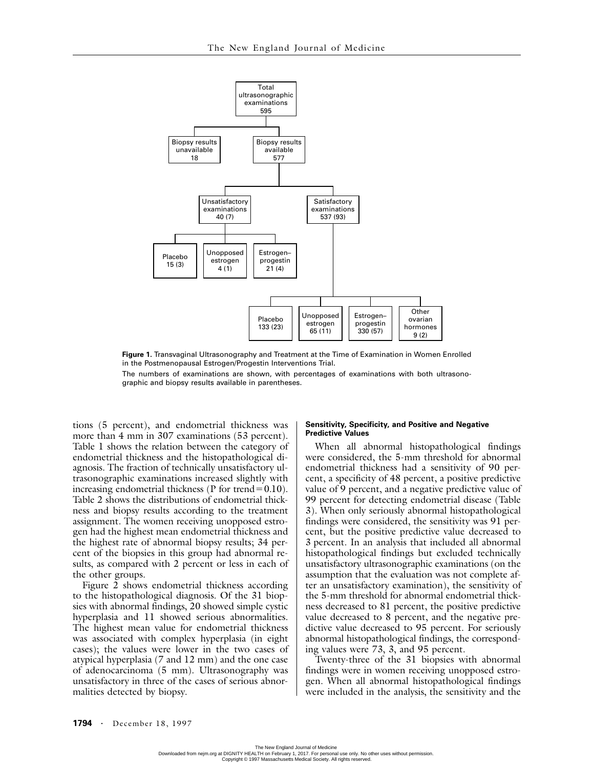- Total ultrasonographic examinations 595
  - Biopsy results unavailable 18
  - Biopsy results available 577
    - Unsatisfactory examinations 40 (7)
      - Placebo 15 (3)
      - Unopposed estrogen 4 (1)
      - Estrogen–progestin 21 (4)
    - Satisfactory examinations 537 (93)
      - Placebo 133 (23)
      - Unopposed estrogen 65 (11)
      - Estrogen–progestin 330 (57)
      - Other ovarian hormones 9 (2)

**Figure 1.** Transvaginal Ultrasonography and Treatment at the Time of Examination in Women Enrolled in the Postmenopausal Estrogen/Progestin Interventions Trial.

The numbers of examinations are shown, with percentages of examinations with both ultrasonographic and biopsy results available in parentheses.

tions (5 percent), and endometrial thickness was more than 4 mm in 307 examinations (53 percent). Table 1 shows the relation between the category of endometrial thickness and the histopathological diagnosis. The fraction of technically unsatisfactory ultrasonographic examinations increased slightly with increasing endometrial thickness (P for trend=0.10). Table 2 shows the distributions of endometrial thickness and biopsy results according to the treatment assignment. The women receiving unopposed estrogen had the highest mean endometrial thickness and the highest rate of abnormal biopsy results; 34 percent of the biopsies in this group had abnormal results, as compared with 2 percent or less in each of the other groups.

Figure 2 shows endometrial thickness according to the histopathological diagnosis. Of the 31 biopsies with abnormal findings, 20 showed simple cystic hyperplasia and 11 showed serious abnormalities. The highest mean value for endometrial thickness was associated with complex hyperplasia (in eight cases); the values were lower in the two cases of atypical hyperplasia (7 and 12 mm) and the one case of adenocarcinoma (5 mm). Ultrasonography was unsatisfactory in three of the cases of serious abnormalities detected by biopsy.

#### Sensitivity, Specificity, and Positive and Negative Predictive Values

When all abnormal histopathological findings were considered, the 5-mm threshold for abnormal endometrial thickness had a sensitivity of 90 percent, a specificity of 48 percent, a positive predictive value of 9 percent, and a negative predictive value of 99 percent for detecting endometrial disease (Table 3). When only seriously abnormal histopathological findings were considered, the sensitivity was 91 percent, but the positive predictive value decreased to 3 percent. In an analysis that included all abnormal histopathological findings but excluded technically unsatisfactory ultrasonographic examinations (on the assumption that the evaluation was not complete after an unsatisfactory examination), the sensitivity of the 5-mm threshold for abnormal endometrial thickness decreased to 81 percent, the positive predictive value decreased to 8 percent, and the negative predictive value decreased to 95 percent. For seriously abnormal histopathological findings, the corresponding values were 73, 3, and 95 percent.

Twenty-three of the 31 biopsies with abnormal findings were in women receiving unopposed estrogen. When all abnormal histopathological findings were included in the analysis, the sensitivity and the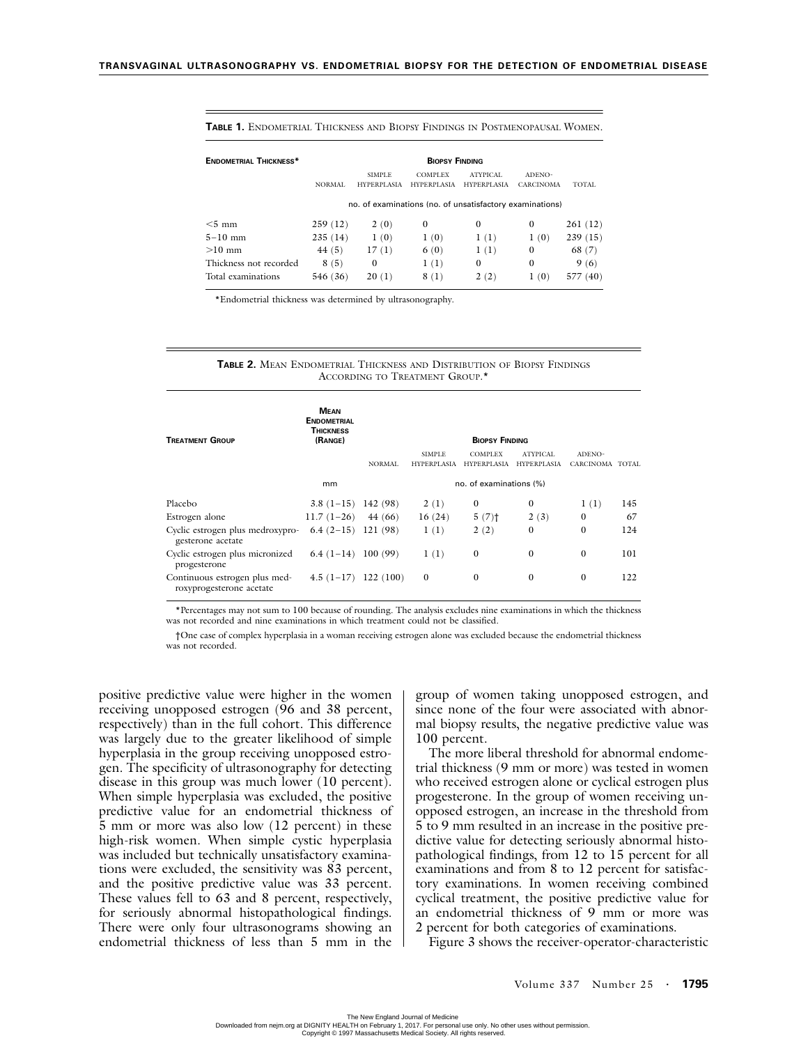**TABLE 1.** ENDOMETRIAL THICKNESS AND BIOPSY FINDINGS IN POSTMENOPAUSAL WOMEN.

| ENDOMETRIAL THICKNESS* | BIOPSY FINDING | | | | | |
|---|---|---|---|---|---|---|
| | NORMAL | SIMPLE HYPERPLASIA | COMPLEX HYPERPLASIA | ATYPICAL HYPERPLASIA | ADENO-CARCINOMA | TOTAL |
| | no. of examinations (no. of unsatisfactory examinations) | | | | | |
| <5 mm | 259 (12) | 2 (0) | 0 | 0 | 0 | 261 (12) |
| 5–10 mm | 235 (14) | 1 (0) | 1 (0) | 1 (1) | 1 (0) | 239 (15) |
| >10 mm | 44 (5) | 17 (1) | 6 (0) | 1 (1) | 0 | 68 (7) |
| Thickness not recorded | 8 (5) | 0 | 1 (1) | 0 | 0 | 9 (6) |
| Total examinations | 546 (36) | 20 (1) | 8 (1) | 2 (2) | 1 (0) | 577 (40) |

*Endometrial thickness was determined by ultrasonography.

**TABLE 2.** MEAN ENDOMETRIAL THICKNESS AND DISTRIBUTION OF BIOPSY FINDINGS ACCORDING TO TREATMENT GROUP.*

| TREATMENT GROUP | MEAN ENDOMETRIAL THICKNESS (RANGE) | BIOPSY FINDING | | | | | |
|---|---|---|---|---|---|---|---|
| | | NORMAL | SIMPLE HYPERPLASIA | COMPLEX HYPERPLASIA | ATYPICAL HYPERPLASIA | ADENO-CARCINOMA | TOTAL |
| | mm | no. of examinations (%) | | | | | |
| Placebo | 3.8 (1–15) | 142 (98) | 2 (1) | 0 | 0 | 1 (1) | 145 |
| Estrogen alone | 11.7 (1–26) | 44 (66) | 16 (24) | 5 (7)† | 2 (3) | 0 | 67 |
| Cyclic estrogen plus medroxyprogesterone acetate | 6.4 (2–15) | 121 (98) | 1 (1) | 2 (2) | 0 | 0 | 124 |
| Cyclic estrogen plus micronized progesterone | 6.4 (1–14) | 100 (99) | 1 (1) | 0 | 0 | 0 | 101 |
| Continuous estrogen plus medroxyprogesterone acetate | 4.5 (1–17) | 122 (100) | 0 | 0 | 0 | 0 | 122 |

*Percentages may not sum to 100 because of rounding. The analysis excludes nine examinations in which the thickness was not recorded and nine examinations in which treatment could not be classified.

†One case of complex hyperplasia in a woman receiving estrogen alone was excluded because the endometrial thickness was not recorded.

positive predictive value were higher in the women receiving unopposed estrogen (96 and 38 percent, respectively) than in the full cohort. This difference was largely due to the greater likelihood of simple hyperplasia in the group receiving unopposed estrogen. The specificity of ultrasonography for detecting disease in this group was much lower (10 percent). When simple hyperplasia was excluded, the positive predictive value for an endometrial thickness of 5 mm or more was also low (12 percent) in these high-risk women. When simple cystic hyperplasia was included but technically unsatisfactory examinations were excluded, the sensitivity was 83 percent, and the positive predictive value was 33 percent. These values fell to 63 and 8 percent, respectively, for seriously abnormal histopathological findings. There were only four ultrasonograms showing an endometrial thickness of less than 5 mm in the group of women taking unopposed estrogen, and since none of the four were associated with abnormal biopsy results, the negative predictive value was 100 percent.

The more liberal threshold for abnormal endometrial thickness (9 mm or more) was tested in women who received estrogen alone or cyclical estrogen plus progesterone. In the group of women receiving unopposed estrogen, an increase in the threshold from 5 to 9 mm resulted in an increase in the positive predictive value for detecting seriously abnormal histopathological findings, from 12 to 15 percent for all examinations and from 8 to 12 percent for satisfactory examinations. In women receiving combined cyclical treatment, the positive predictive value for an endometrial thickness of 9 mm or more was 2 percent for both categories of examinations.

Figure 3 shows the receiver-operator-characteristic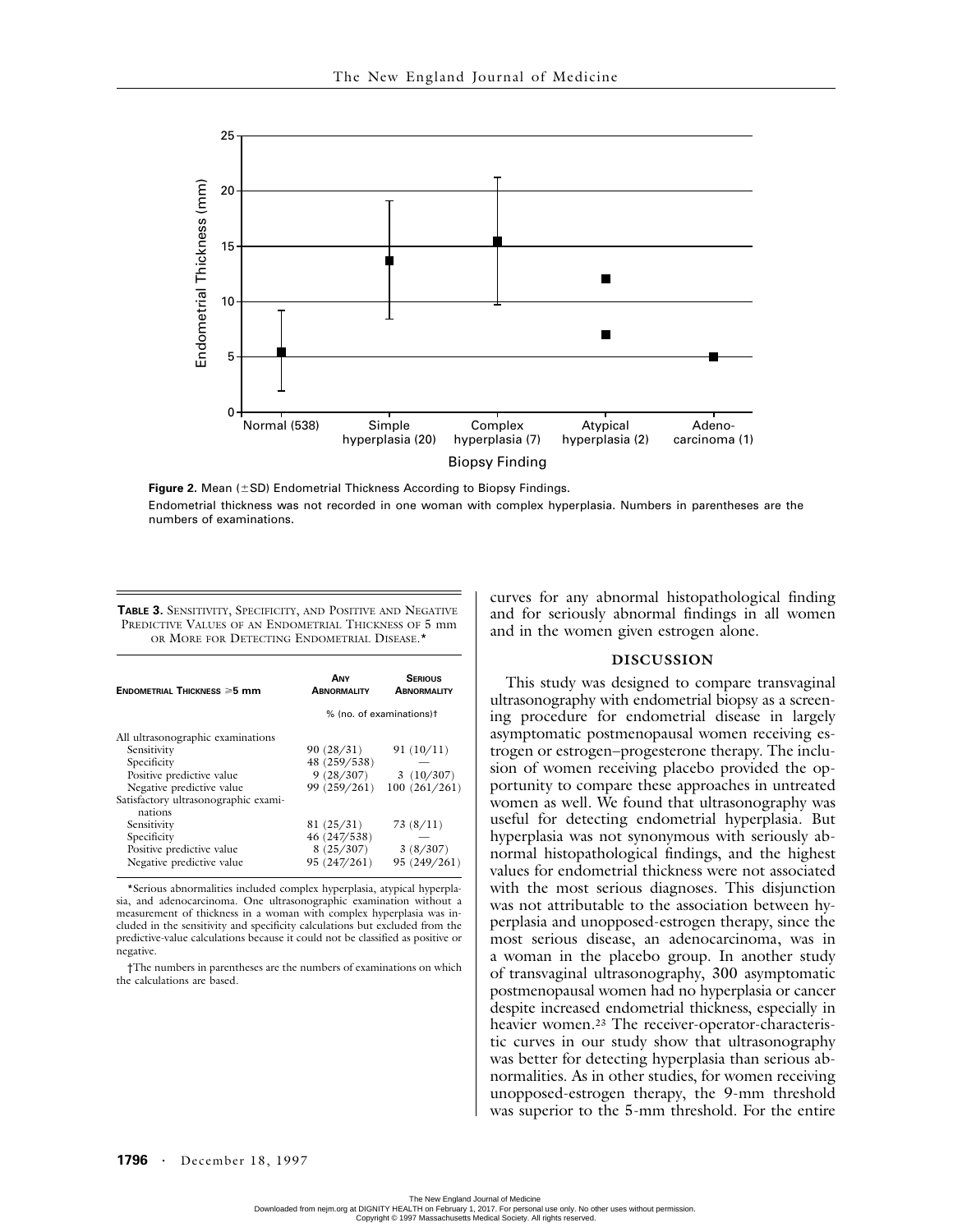**Figure 2.** Mean (±SD) Endometrial Thickness According to Biopsy Findings.

Endometrial thickness was not recorded in one woman with complex hyperplasia. Numbers in parentheses are the numbers of examinations.

**TABLE 3.** SENSITIVITY, SPECIFICITY, AND POSITIVE AND NEGATIVE PREDICTIVE VALUES OF AN ENDOMETRIAL THICKNESS OF 5 mm OR MORE FOR DETECTING ENDOMETRIAL DISEASE.*

| ENDOMETRIAL THICKNESS ≥5 mm | ANY ABNORMALITY | SERIOUS ABNORMALITY |
|---|---|---|
| | % (no. of examinations)† | |
| All ultrasonographic examinations | | |
| Sensitivity | 90 (28/31) | 91 (10/11) |
| Specificity | 48 (259/538) | — |
| Positive predictive value | 9 (28/307) | 3 (10/307) |
| Negative predictive value | 99 (259/261) | 100 (261/261) |
| Satisfactory ultrasonographic examinations | | |
| Sensitivity | 81 (25/31) | 73 (8/11) |
| Specificity | 46 (247/538) | — |
| Positive predictive value | 8 (25/307) | 3 (8/307) |
| Negative predictive value | 95 (247/261) | 95 (249/261) |

*Serious abnormalities included complex hyperplasia, atypical hyperplasia, and adenocarcinoma. One ultrasonographic examination without a measurement of thickness in a woman with complex hyperplasia was included in the sensitivity and specificity calculations but excluded from the predictive-value calculations because it could not be classified as positive or negative.

†The numbers in parentheses are the numbers of examinations on which the calculations are based.

curves for any abnormal histopathological finding and for seriously abnormal findings in all women and in the women given estrogen alone.

## DISCUSSION

This study was designed to compare transvaginal ultrasonography with endometrial biopsy as a screening procedure for endometrial disease in largely asymptomatic postmenopausal women receiving estrogen or estrogen–progesterone therapy. The inclusion of women receiving placebo provided the opportunity to compare these approaches in untreated women as well. We found that ultrasonography was useful for detecting endometrial hyperplasia. But hyperplasia was not synonymous with seriously abnormal histopathological findings, and the highest values for endometrial thickness were not associated with the most serious diagnoses. This disjunction was not attributable to the association between hyperplasia and unopposed-estrogen therapy, since the most serious disease, an adenocarcinoma, was in a woman in the placebo group. In another study of transvaginal ultrasonography, 300 asymptomatic postmenopausal women had no hyperplasia or cancer despite increased endometrial thickness, especially in heavier women.[23] The receiver-operator-characteristic curves in our study show that ultrasonography was better for detecting hyperplasia than serious abnormalities. As in other studies, for women receiving unopposed-estrogen therapy, the 9-mm threshold was superior to the 5-mm threshold. For the entire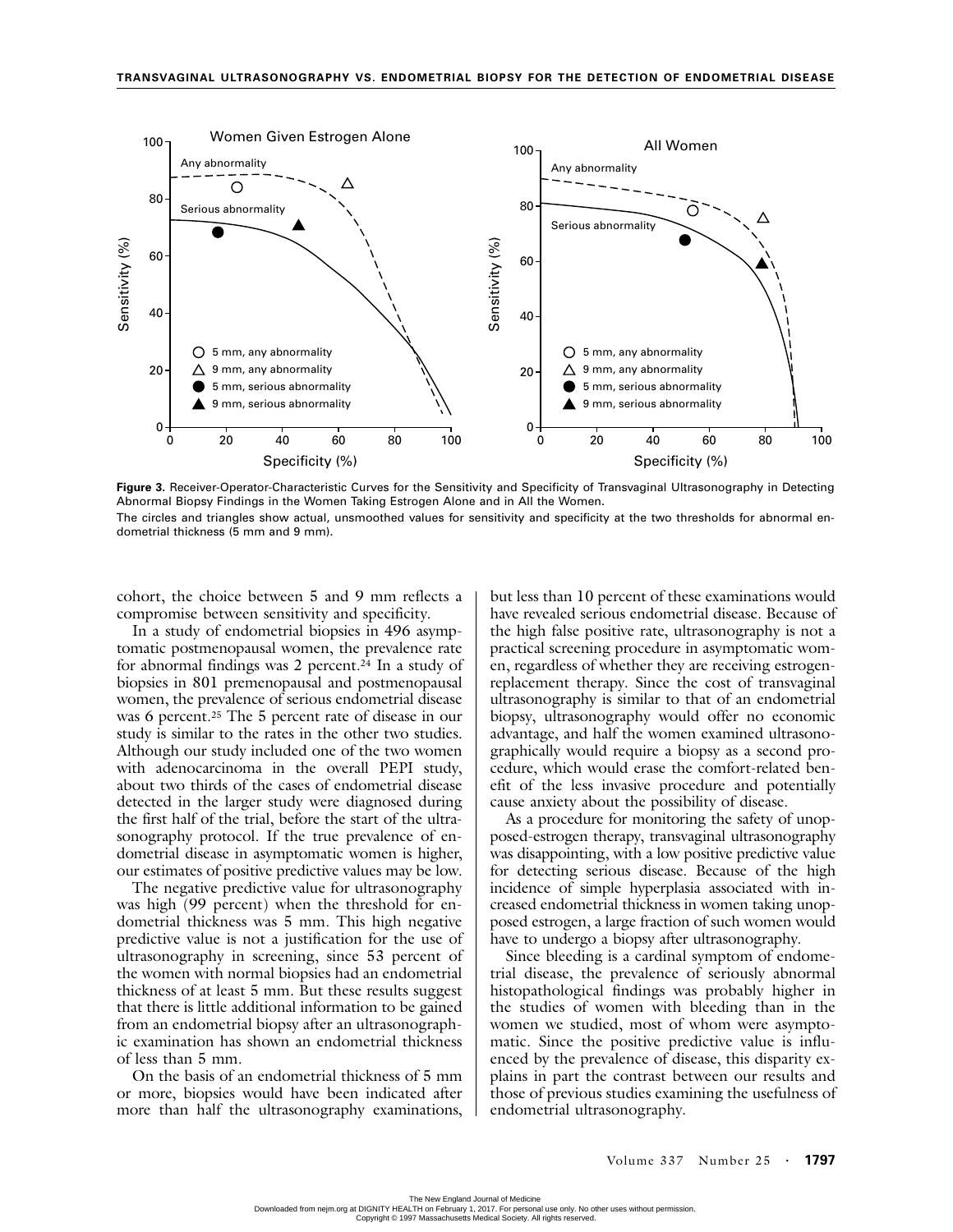**Figure 3.** Receiver-Operator-Characteristic Curves for the Sensitivity and Specificity of Transvaginal Ultrasonography in Detecting Abnormal Biopsy Findings in the Women Taking Estrogen Alone and in All the Women.

The circles and triangles show actual, unsmoothed values for sensitivity and specificity at the two thresholds for abnormal endometrial thickness (5 mm and 9 mm).

cohort, the choice between 5 and 9 mm reflects a compromise between sensitivity and specificity.

In a study of endometrial biopsies in 496 asymptomatic postmenopausal women, the prevalence rate for abnormal findings was 2 percent.[24] In a study of biopsies in 801 premenopausal and postmenopausal women, the prevalence of serious endometrial disease was 6 percent.[25] The 5 percent rate of disease in our study is similar to the rates in the other two studies. Although our study included one of the two women with adenocarcinoma in the overall PEPI study, about two thirds of the cases of endometrial disease detected in the larger study were diagnosed during the first half of the trial, before the start of the ultrasonography protocol. If the true prevalence of endometrial disease in asymptomatic women is higher, our estimates of positive predictive values may be low.

The negative predictive value for ultrasonography was high (99 percent) when the threshold for endometrial thickness was 5 mm. This high negative predictive value is not a justification for the use of ultrasonography in screening, since 53 percent of the women with normal biopsies had an endometrial thickness of at least 5 mm. But these results suggest that there is little additional information to be gained from an endometrial biopsy after an ultrasonographic examination has shown an endometrial thickness of less than 5 mm.

On the basis of an endometrial thickness of 5 mm or more, biopsies would have been indicated after more than half the ultrasonography examinations, but less than 10 percent of these examinations would have revealed serious endometrial disease. Because of the high false positive rate, ultrasonography is not a practical screening procedure in asymptomatic women, regardless of whether they are receiving estrogen-replacement therapy. Since the cost of transvaginal ultrasonography is similar to that of an endometrial biopsy, ultrasonography would offer no economic advantage, and half the women examined ultrasonographically would require a biopsy as a second procedure, which would erase the comfort-related benefit of the less invasive procedure and potentially cause anxiety about the possibility of disease.

As a procedure for monitoring the safety of unopposed-estrogen therapy, transvaginal ultrasonography was disappointing, with a low positive predictive value for detecting serious disease. Because of the high incidence of simple hyperplasia associated with increased endometrial thickness in women taking unopposed estrogen, a large fraction of such women would have to undergo a biopsy after ultrasonography.

Since bleeding is a cardinal symptom of endometrial disease, the prevalence of seriously abnormal histopathological findings was probably higher in the studies of women with bleeding than in the women we studied, most of whom were asymptomatic. Since the positive predictive value is influenced by the prevalence of disease, this disparity explains in part the contrast between our results and those of previous studies examining the usefulness of endometrial ultrasonography.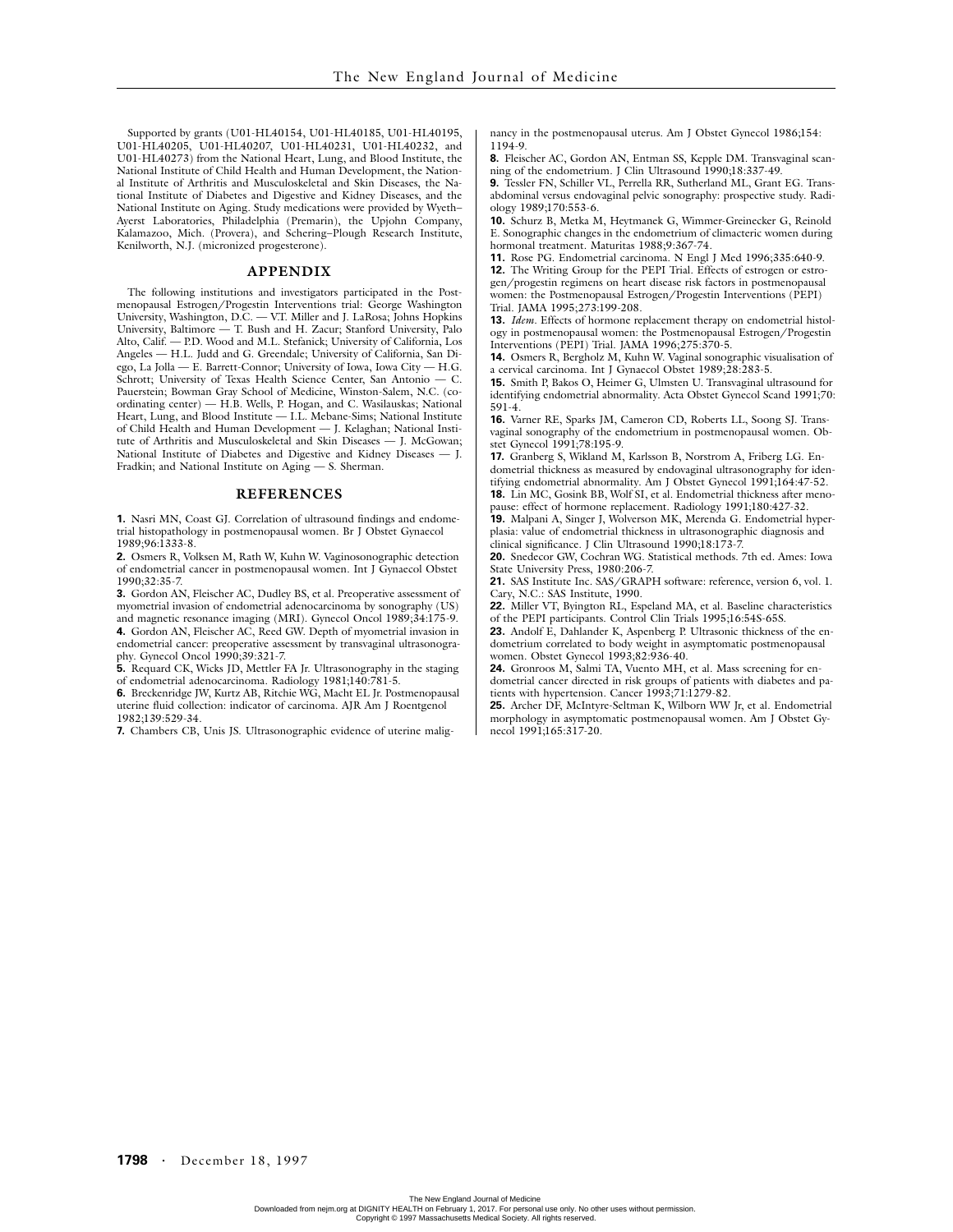Supported by grants (U01-HL40154, U01-HL40185, U01-HL40195, U01-HL40205, U01-HL40207, U01-HL40231, U01-HL40232, and U01-HL40273) from the National Heart, Lung, and Blood Institute, the National Institute of Child Health and Human Development, the National Institute of Arthritis and Musculoskeletal and Skin Diseases, the National Institute of Diabetes and Digestive and Kidney Diseases, and the National Institute on Aging. Study medications were provided by Wyeth–Ayerst Laboratories, Philadelphia (Premarin), the Upjohn Company, Kalamazoo, Mich. (Provera), and Schering–Plough Research Institute, Kenilworth, N.J. (micronized progesterone).

## APPENDIX

The following institutions and investigators participated in the Postmenopausal Estrogen/Progestin Interventions trial: George Washington University, Washington, D.C. — V.T. Miller and J. LaRosa; Johns Hopkins University, Baltimore — T. Bush and H. Zacur; Stanford University, Palo Alto, Calif. — P.D. Wood and M.L. Stefanick; University of California, Los Angeles — H.L. Judd and G. Greendale; University of California, San Diego, La Jolla — E. Barrett-Connor; University of Iowa, Iowa City — H.G. Schrott; University of Texas Health Science Center, San Antonio — C. Pauerstein; Bowman Gray School of Medicine, Winston-Salem, N.C. (coordinating center) — H.B. Wells, P. Hogan, and C. Wasilauskas; National Heart, Lung, and Blood Institute — I.L. Mebane-Sims; National Institute of Child Health and Human Development — J. Kelaghan; National Institute of Arthritis and Musculoskeletal and Skin Diseases — J. McGowan; National Institute of Diabetes and Digestive and Kidney Diseases — J. Fradkin; and National Institute on Aging — S. Sherman.

## REFERENCES

**1.** Nasri MN, Coast GJ. Correlation of ultrasound findings and endometrial histopathology in postmenopausal women. Br J Obstet Gynaecol 1989;96:1333-8.

**2.** Osmers R, Volksen M, Rath W, Kuhn W. Vaginosonographic detection of endometrial cancer in postmenopausal women. Int J Gynaecol Obstet 1990;32:35-7.

**3.** Gordon AN, Fleischer AC, Dudley BS, et al. Preoperative assessment of myometrial invasion of endometrial adenocarcinoma by sonography (US) and magnetic resonance imaging (MRI). Gynecol Oncol 1989;34:175-9.

**4.** Gordon AN, Fleischer AC, Reed GW. Depth of myometrial invasion in endometrial cancer: preoperative assessment by transvaginal ultrasonography. Gynecol Oncol 1990;39:321-7.

**5.** Requard CK, Wicks JD, Mettler FA Jr. Ultrasonography in the staging of endometrial adenocarcinoma. Radiology 1981;140:781-5.

**6.** Breckenridge JW, Kurtz AB, Ritchie WG, Macht EL Jr. Postmenopausal uterine fluid collection: indicator of carcinoma. AJR Am J Roentgenol 1982;139:529-34.

**7.** Chambers CB, Unis JS. Ultrasonographic evidence of uterine malignancy in the postmenopausal uterus. Am J Obstet Gynecol 1986;154: 1194-9.

**8.** Fleischer AC, Gordon AN, Entman SS, Kepple DM. Transvaginal scanning of the endometrium. J Clin Ultrasound 1990;18:337-49.

**9.** Tessler FN, Schiller VL, Perrella RR, Sutherland ML, Grant EG. Transabdominal versus endovaginal pelvic sonography: prospective study. Radiology 1989;170:553-6.

**10.** Schurz B, Metka M, Heytmanek G, Wimmer-Greinecker G, Reinold E. Sonographic changes in the endometrium of climacteric women during hormonal treatment. Maturitas 1988;9:367-74.

**11.** Rose PG. Endometrial carcinoma. N Engl J Med 1996;335:640-9.

**12.** The Writing Group for the PEPI Trial. Effects of estrogen or estrogen/progestin regimens on heart disease risk factors in postmenopausal women: the Postmenopausal Estrogen/Progestin Interventions (PEPI) Trial. JAMA 1995;273:199-208.

**13.** *Idem*. Effects of hormone replacement therapy on endometrial histology in postmenopausal women: the Postmenopausal Estrogen/Progestin Interventions (PEPI) Trial. JAMA 1996;275:370-5.

**14.** Osmers R, Bergholz M, Kuhn W. Vaginal sonographic visualisation of a cervical carcinoma. Int J Gynaecol Obstet 1989;28:283-5.

**15.** Smith P, Bakos O, Heimer G, Ulmsten U. Transvaginal ultrasound for identifying endometrial abnormality. Acta Obstet Gynecol Scand 1991;70: 591-4.

**16.** Varner RE, Sparks JM, Cameron CD, Roberts LL, Soong SJ. Transvaginal sonography of the endometrium in postmenopausal women. Obstet Gynecol 1991;78:195-9.

**17.** Granberg S, Wikland M, Karlsson B, Norstrom A, Friberg LG. Endometrial thickness as measured by endovaginal ultrasonography for identifying endometrial abnormality. Am J Obstet Gynecol 1991;164:47-52.

**18.** Lin MC, Gosink BB, Wolf SI, et al. Endometrial thickness after menopause: effect of hormone replacement. Radiology 1991;180:427-32.

**19.** Malpani A, Singer J, Wolverson MK, Merenda G. Endometrial hyperplasia: value of endometrial thickness in ultrasonographic diagnosis and clinical significance. J Clin Ultrasound 1990;18:173-7.

**20.** Snedecor GW, Cochran WG. Statistical methods. 7th ed. Ames: Iowa State University Press, 1980:206-7.

**21.** SAS Institute Inc. SAS/GRAPH software: reference, version 6, vol. 1. Cary, N.C.: SAS Institute, 1990.

**22.** Miller VT, Byington RL, Espeland MA, et al. Baseline characteristics of the PEPI participants. Control Clin Trials 1995;16:54S-65S.

**23.** Andolf E, Dahlander K, Aspenberg P. Ultrasonic thickness of the endometrium correlated to body weight in asymptomatic postmenopausal women. Obstet Gynecol 1993;82:936-40.

**24.** Gronroos M, Salmi TA, Vuento MH, et al. Mass screening for endometrial cancer directed in risk groups of patients with diabetes and patients with hypertension. Cancer 1993;71:1279-82.

**25.** Archer DF, McIntyre-Seltman K, Wilborn WW Jr, et al. Endometrial morphology in asymptomatic postmenopausal women. Am J Obstet Gynecol 1991;165:317-20.